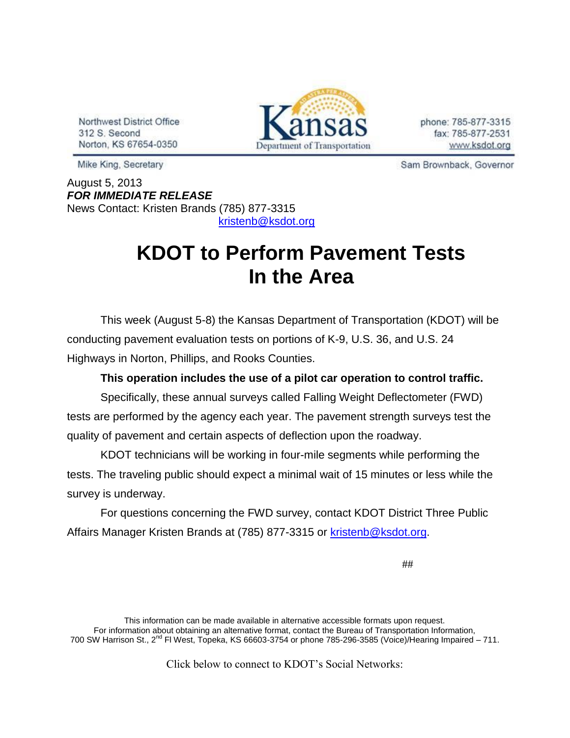Northwest District Office
312 S. Second
Norton, KS 67654-0350

Kansas Department of Transportation

phone: 785-877-3315
fax: 785-877-2531
www.ksdot.org

Mike King, Secretary

Sam Brownback, Governor

August 5, 2013
***FOR IMMEDIATE RELEASE***
News Contact: Kristen Brands (785) 877-3315
kristenb@ksdot.org

# KDOT to Perform Pavement Tests In the Area

This week (August 5-8) the Kansas Department of Transportation (KDOT) will be conducting pavement evaluation tests on portions of K-9, U.S. 36, and U.S. 24 Highways in Norton, Phillips, and Rooks Counties.

**This operation includes the use of a pilot car operation to control traffic.**

Specifically, these annual surveys called Falling Weight Deflectometer (FWD) tests are performed by the agency each year. The pavement strength surveys test the quality of pavement and certain aspects of deflection upon the roadway.

KDOT technicians will be working in four-mile segments while performing the tests. The traveling public should expect a minimal wait of 15 minutes or less while the survey is underway.

For questions concerning the FWD survey, contact KDOT District Three Public Affairs Manager Kristen Brands at (785) 877-3315 or kristenb@ksdot.org.

##

This information can be made available in alternative accessible formats upon request.
For information about obtaining an alternative format, contact the Bureau of Transportation Information,
700 SW Harrison St., 2nd Fl West, Topeka, KS 66603-3754 or phone 785-296-3585 (Voice)/Hearing Impaired – 711.

Click below to connect to KDOT's Social Networks: